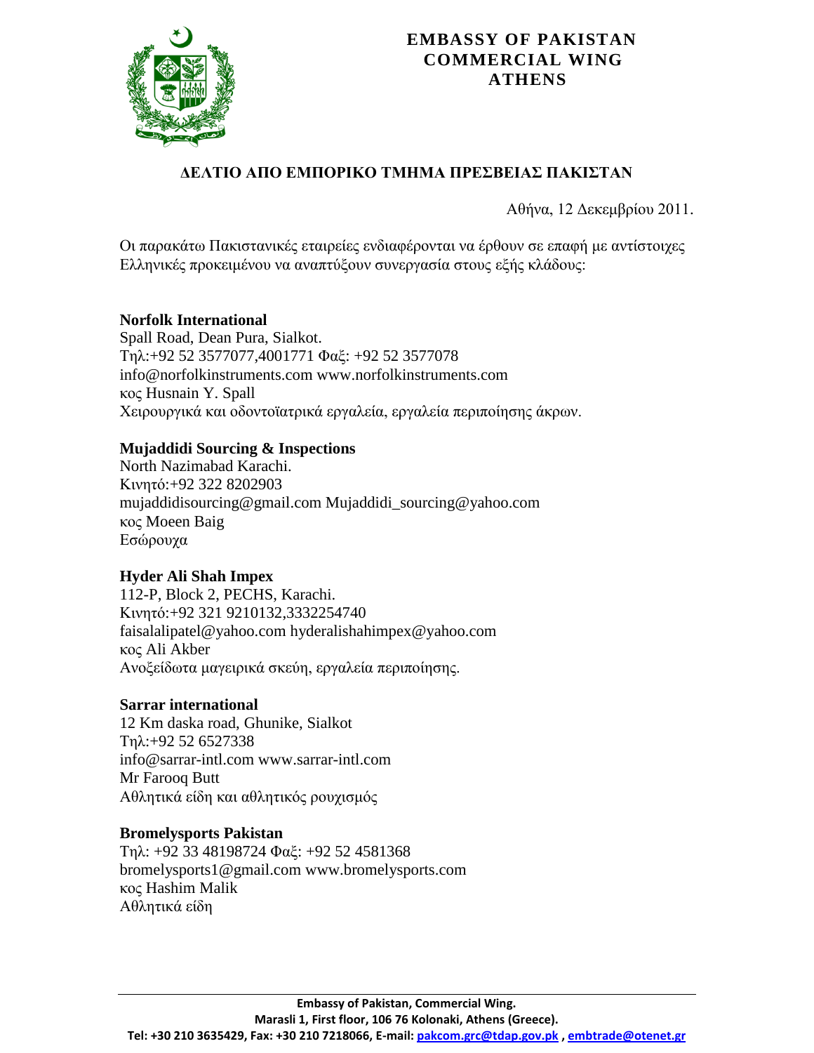# EMBASSY OF PAKISTAN
# COMMERCIAL WING
# ATHENS

## ΔΕΛΤΙΟ ΑΠΟ ΕΜΠΟΡΙΚΟ ΤΜΗΜΑ ΠΡΕΣΒΕΙΑΣ ΠΑΚΙΣΤΑΝ

Αθήνα, 12 Δεκεμβρίου 2011.

Οι παρακάτω Πακιστανικές εταιρείες ενδιαφέρονται να έρθουν σε επαφή με αντίστοιχες Ελληνικές προκειμένου να αναπτύξουν συνεργασία στους εξής κλάδους:

**Norfolk International**
Spall Road, Dean Pura, Sialkot.
Τηλ:+92 52 3577077,4001771 Φαξ: +92 52 3577078
info@norfolkinstruments.com www.norfolkinstruments.com
κος Husnain Y. Spall
Χειρουργικά και οδοντοϊατρικά εργαλεία, εργαλεία περιποίησης άκρων.

**Mujaddidi Sourcing & Inspections**
North Nazimabad Karachi.
Κινητό:+92 322 8202903
mujaddidisourcing@gmail.com Mujaddidi_sourcing@yahoo.com
κος Moeen Baig
Εσώρουχα

**Hyder Ali Shah Impex**
112-P, Block 2, PECHS, Karachi.
Κινητό:+92 321 9210132,3332254740
faisalalipatel@yahoo.com hyderalishahimpex@yahoo.com
κος Ali Akber
Ανοξείδωτα μαγειρικά σκεύη, εργαλεία περιποίησης.

**Sarrar international**
12 Km daska road, Ghunike, Sialkot
Τηλ:+92 52 6527338
info@sarrar-intl.com www.sarrar-intl.com
Mr Farooq Butt
Αθλητικά είδη και αθλητικός ρουχισμός

**Bromelysports Pakistan**
Τηλ: +92 33 48198724 Φαξ: +92 52 4581368
bromelysports1@gmail.com www.bromelysports.com
κος Hashim Malik
Αθλητικά είδη

---

**Embassy of Pakistan, Commercial Wing.**
**Marasli 1, First floor, 106 76 Kolonaki, Athens (Greece).**
**Tel: +30 210 3635429, Fax: +30 210 7218066, E-mail: pakcom.grc@tdap.gov.pk , embtrade@otenet.gr**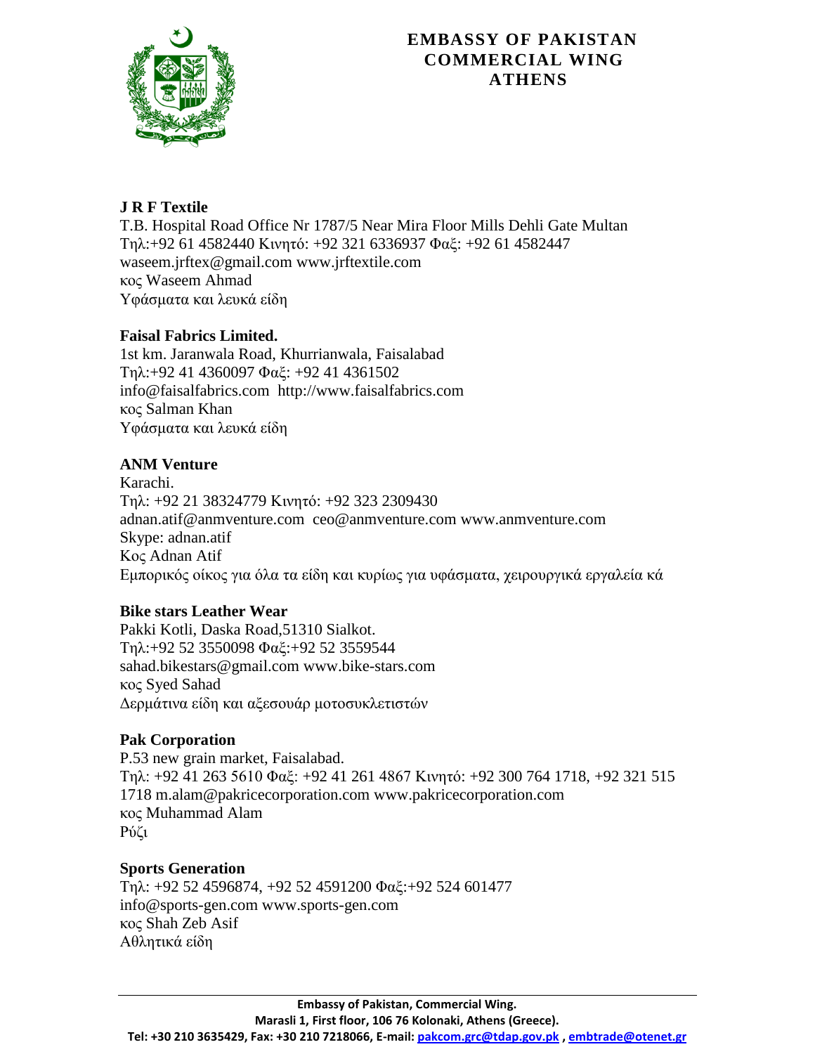# EMBASSY OF PAKISTAN
# COMMERCIAL WING
# ATHENS

**J R F Textile**
T.B. Hospital Road Office Nr 1787/5 Near Mira Floor Mills Dehli Gate Multan
Τηλ:+92 61 4582440 Κινητό: +92 321 6336937 Φαξ: +92 61 4582447
waseem.jrftex@gmail.com www.jrftextile.com
κος Waseem Ahmad
Υφάσματα και λευκά είδη

**Faisal Fabrics Limited.**
1st km. Jaranwala Road, Khurrianwala, Faisalabad
Τηλ:+92 41 4360097 Φαξ: +92 41 4361502
info@faisalfabrics.com http://www.faisalfabrics.com
κος Salman Khan
Υφάσματα και λευκά είδη

**ANM Venture**
Karachi.
Τηλ: +92 21 38324779 Κινητό: +92 323 2309430
adnan.atif@anmventure.com ceo@anmventure.com www.anmventure.com
Skype: adnan.atif
Κος Adnan Atif
Εμπορικός οίκος για όλα τα είδη και κυρίως για υφάσματα, χειρουργικά εργαλεία κά

**Bike stars Leather Wear**
Pakki Kotli, Daska Road,51310 Sialkot.
Τηλ:+92 52 3550098 Φαξ:+92 52 3559544
sahad.bikestars@gmail.com www.bike-stars.com
κος Syed Sahad
Δερμάτινα είδη και αξεσουάρ μοτοσυκλετιστών

**Pak Corporation**
P.53 new grain market, Faisalabad.
Τηλ: +92 41 263 5610 Φαξ: +92 41 261 4867 Κινητό: +92 300 764 1718, +92 321 515 1718 m.alam@pakricecorporation.com www.pakricecorporation.com
κος Muhammad Alam
Ρύζι

**Sports Generation**
Τηλ: +92 52 4596874, +92 52 4591200 Φαξ:+92 524 601477
info@sports-gen.com www.sports-gen.com
κος Shah Zeb Asif
Αθλητικά είδη

**Embassy of Pakistan, Commercial Wing.**
**Marasli 1, First floor, 106 76 Kolonaki, Athens (Greece).**
**Tel: +30 210 3635429, Fax: +30 210 7218066, E-mail: pakcom.grc@tdap.gov.pk , embtrade@otenet.gr**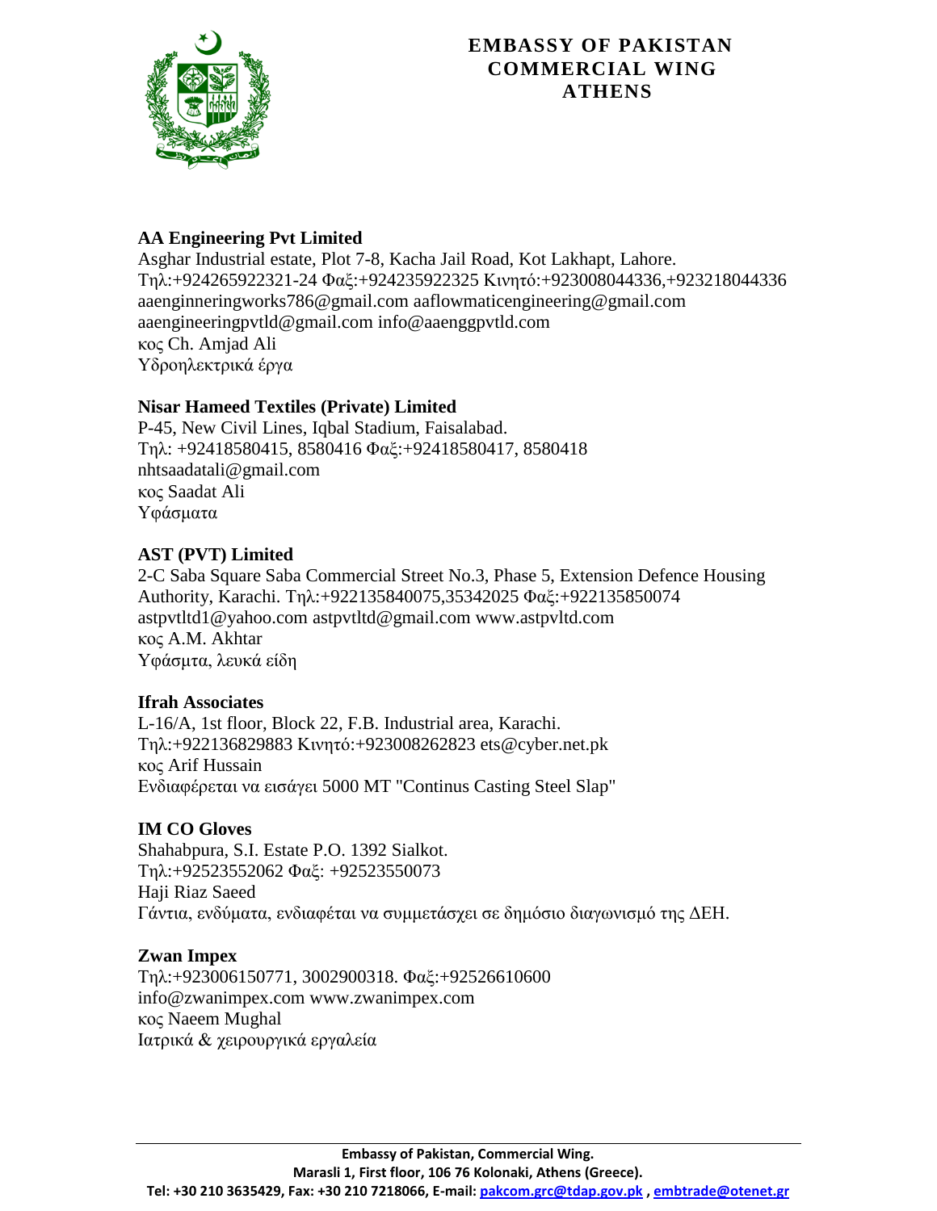# EMBASSY OF PAKISTAN
# COMMERCIAL WING
# ATHENS

**AA Engineering Pvt Limited**
Asghar Industrial estate, Plot 7-8, Kacha Jail Road, Kot Lakhapt, Lahore.
Τηλ:+924265922321-24 Φαξ:+924235922325 Κινητό:+923008044336,+923218044336
aaenginneringworks786@gmail.com aaflowmaticengineering@gmail.com
aaengineeringpvtld@gmail.com info@aaenggpvtld.com
κος Ch. Amjad Ali
Υδροηλεκτρικά έργα

**Nisar Hameed Textiles (Private) Limited**
P-45, New Civil Lines, Iqbal Stadium, Faisalabad.
Τηλ: +92418580415, 8580416 Φαξ:+92418580417, 8580418
nhtsaadatali@gmail.com
κος Saadat Ali
Υφάσματα

**AST (PVT) Limited**
2-C Saba Square Saba Commercial Street No.3, Phase 5, Extension Defence Housing Authority, Karachi. Τηλ:+922135840075,35342025 Φαξ:+922135850074
astpvtltd1@yahoo.com astpvtltd@gmail.com www.astpvltd.com
κος A.M. Akhtar
Υφάσμτα, λευκά είδη

**Ifrah Associates**
L-16/A, 1st floor, Block 22, F.B. Industrial area, Karachi.
Τηλ:+922136829883 Κινητό:+923008262823 ets@cyber.net.pk
κος Arif Hussain
Ενδιαφέρεται να εισάγει 5000 MT "Continus Casting Steel Slap"

**IM CO Gloves**
Shahabpura, S.I. Estate P.O. 1392 Sialkot.
Τηλ:+92523552062 Φαξ: +92523550073
Haji Riaz Saeed
Γάντια, ενδύματα, ενδιαφέται να συμμετάσχει σε δημόσιο διαγωνισμό της ΔΕΗ.

**Zwan Impex**
Τηλ:+923006150771, 3002900318. Φαξ:+92526610600
info@zwanimpex.com www.zwanimpex.com
κος Naeem Mughal
Ιατρικά & χειρουργικά εργαλεία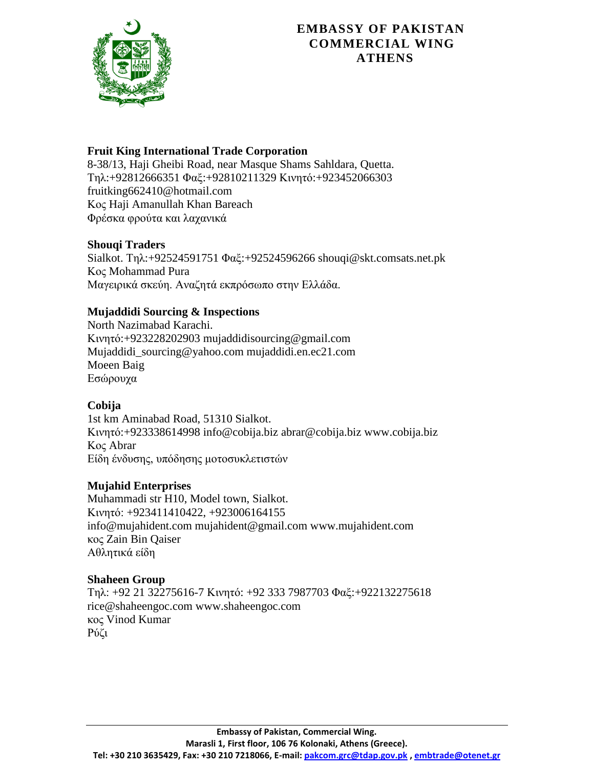**Fruit King International Trade Corporation**
8-38/13, Haji Gheibi Road, near Masque Shams Sahldara, Quetta.
Τηλ:+92812666351 Φαξ:+92810211329 Κινητό:+923452066303
fruitking662410@hotmail.com
Κος Haji Amanullah Khan Bareach
Φρέσκα φρούτα και λαχανικά

**Shouqi Traders**
Sialkot. Τηλ:+92524591751 Φαξ:+92524596266 shouqi@skt.comsats.net.pk
Κος Mohammad Pura
Μαγειρικά σκεύη. Αναζητά εκπρόσωπο στην Ελλάδα.

**Mujaddidi Sourcing & Inspections**
North Nazimabad Karachi.
Κινητό:+923228202903 mujaddidisourcing@gmail.com
Mujaddidi_sourcing@yahoo.com mujaddidi.en.ec21.com
Moeen Baig
Εσώρουχα

**Cobija**
1st km Aminabad Road, 51310 Sialkot.
Κινητό:+923338614998 info@cobija.biz abrar@cobija.biz www.cobija.biz
Κος Abrar
Είδη ένδυσης, υπόδησης μοτοσυκλετιστών

**Mujahid Enterprises**
Muhammadi str H10, Model town, Sialkot.
Κινητό: +923411410422, +923006164155
info@mujahident.com mujahident@gmail.com www.mujahident.com
κος Zain Bin Qaiser
Αθλητικά είδη

**Shaheen Group**
Τηλ: +92 21 32275616-7 Κινητό: +92 333 7987703 Φαξ:+922132275618
rice@shaheengoc.com www.shaheengoc.com
κος Vinod Kumar
Ρύζι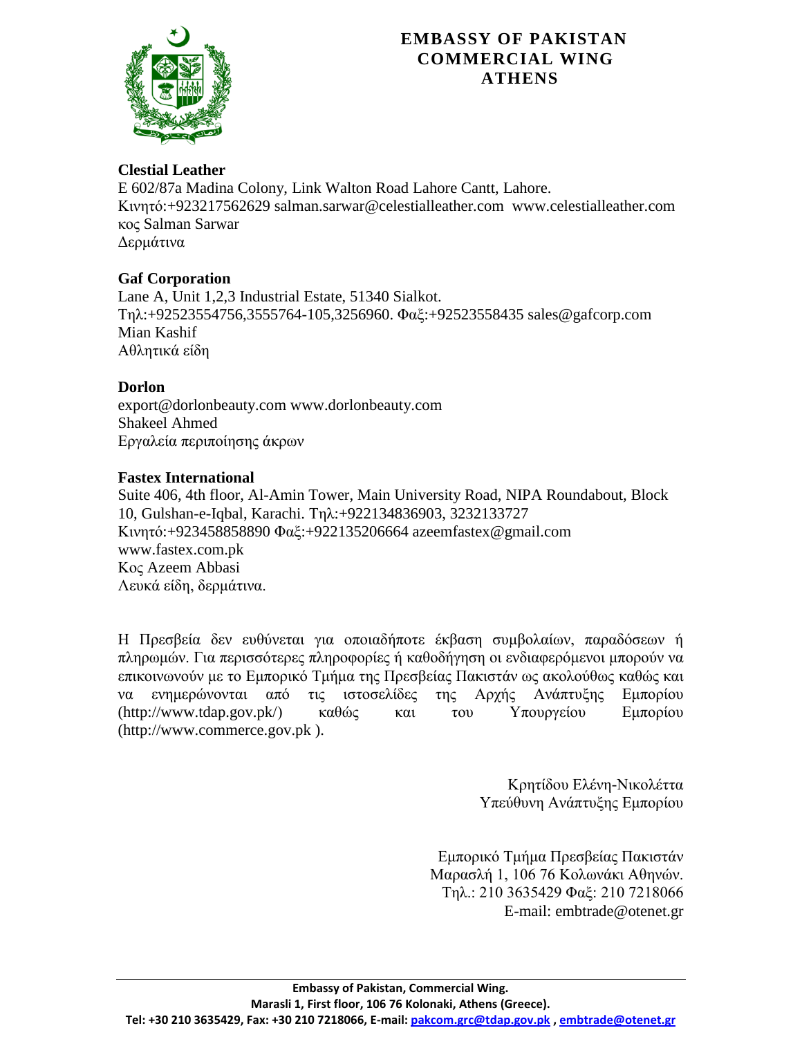**EMBASSY OF PAKISTAN**
**COMMERCIAL WING**
**ATHENS**

**Clestial Leather**
E 602/87a Madina Colony, Link Walton Road Lahore Cantt, Lahore.
Κινητό:+923217562629 salman.sarwar@celestialleather.com www.celestialleather.com
κος Salman Sarwar
Δερμάτινα

**Gaf Corporation**
Lane A, Unit 1,2,3 Industrial Estate, 51340 Sialkot.
Τηλ:+92523554756,3555764-105,3256960. Φαξ:+92523558435 sales@gafcorp.com
Mian Kashif
Αθλητικά είδη

**Dorlon**
export@dorlonbeauty.com www.dorlonbeauty.com
Shakeel Ahmed
Εργαλεία περιποίησης άκρων

**Fastex International**
Suite 406, 4th floor, Al-Amin Tower, Main University Road, NIPA Roundabout, Block 10, Gulshan-e-Iqbal, Karachi. Τηλ:+922134836903, 3232133727
Κινητό:+923458858890 Φαξ:+922135206664 azeemfastex@gmail.com
www.fastex.com.pk
Κος Azeem Abbasi
Λευκά είδη, δερμάτινα.

Η Πρεσβεία δεν ευθύνεται για οποιαδήποτε έκβαση συμβολαίων, παραδόσεων ή πληρωμών. Για περισσότερες πληροφορίες ή καθοδήγηση οι ενδιαφερόμενοι μπορούν να επικοινωνούν με το Εμπορικό Τμήμα της Πρεσβείας Πακιστάν ως ακολούθως καθώς και να ενημερώνονται από τις ιστοσελίδες της Αρχής Ανάπτυξης Εμπορίου (http://www.tdap.gov.pk/) καθώς και του Υπουργείου Εμπορίου (http://www.commerce.gov.pk ).

Κρητίδου Ελένη-Νικολέττα
Υπεύθυνη Ανάπτυξης Εμπορίου

Εμπορικό Τμήμα Πρεσβείας Πακιστάν
Μαρασλή 1, 106 76 Κολωνάκι Αθηνών.
Τηλ.: 210 3635429 Φαξ: 210 7218066
E-mail: embtrade@otenet.gr